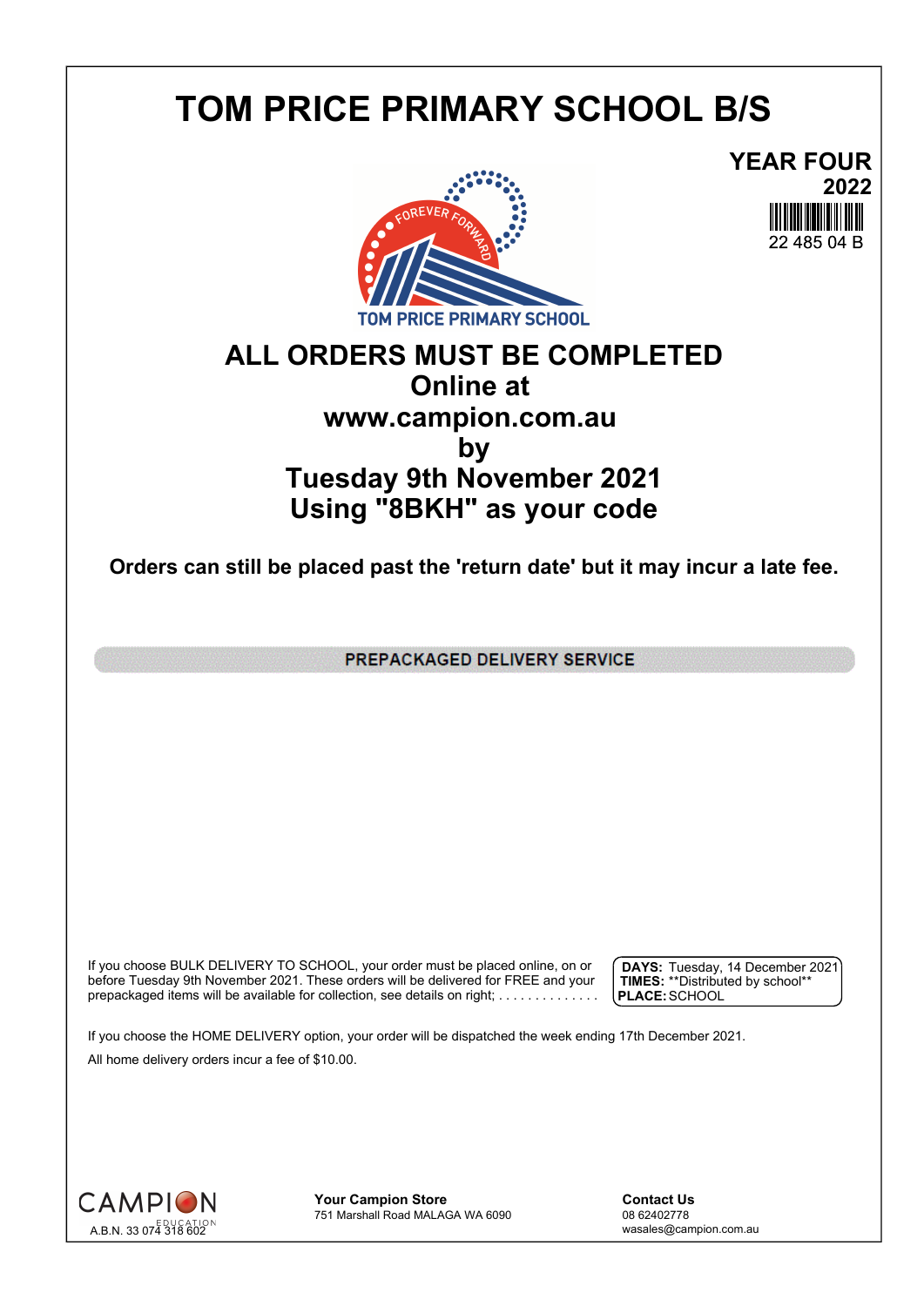# TOM PRICE PRIMARY SCHOOL B/S

**YEAR FOUR**
**2022**
22 485 04 B

TOM PRICE PRIMARY SCHOOL

FOREVER FORWARD

## ALL ORDERS MUST BE COMPLETED
## Online at
## www.campion.com.au
## by
## Tuesday 9th November 2021
## Using "8BKH" as your code

**Orders can still be placed past the 'return date' but it may incur a late fee.**

**PREPACKAGED DELIVERY SERVICE**

If you choose BULK DELIVERY TO SCHOOL, your order must be placed online, on or before Tuesday 9th November 2021. These orders will be delivered for FREE and your prepackaged items will be available for collection, see details on right; . . . . . . . . . . . . . .

**DAYS:** Tuesday, 14 December 2021
**TIMES:** **Distributed by school**
**PLACE:** SCHOOL

If you choose the HOME DELIVERY option, your order will be dispatched the week ending 17th December 2021.

All home delivery orders incur a fee of $10.00.

CAMPION EDUCATION
A.B.N. 33 074 318 602

**Your Campion Store**
751 Marshall Road MALAGA WA 6090

**Contact Us**
08 62402778
wasales@campion.com.au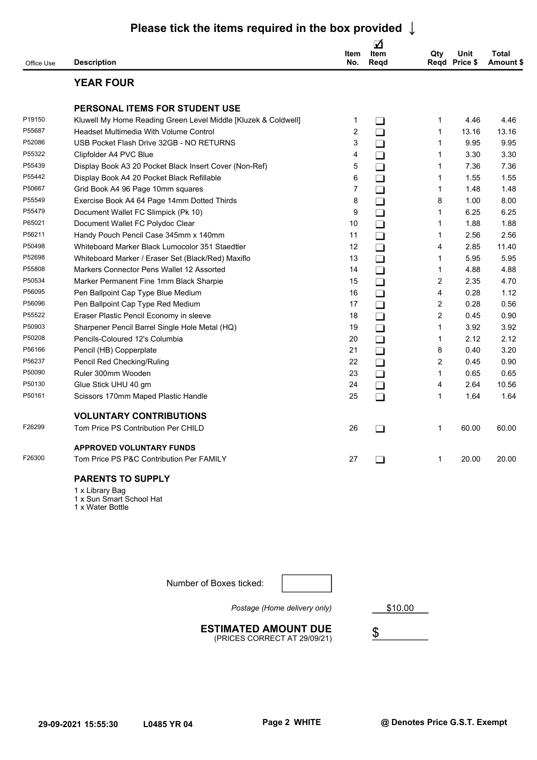**Please tick the items required in the box provided ↓**

| Office Use | Description | Item No. | ☑ Item Reqd | Qty Reqd | Unit Price $ | Total Amount $ |
|---|---|---|---|---|---|---|
| | **YEAR FOUR** | | | | | |
| | **PERSONAL ITEMS FOR STUDENT USE** | | | | | |
| P19150 | Kluwell My Home Reading Green Level Middle [Kluzek & Coldwell] | 1 | ❑ | 1 | 4.46 | 4.46 |
| P55687 | Headset Multimedia With Volume Control | 2 | ❑ | 1 | 13.16 | 13.16 |
| P52086 | USB Pocket Flash Drive 32GB - NO RETURNS | 3 | ❑ | 1 | 9.95 | 9.95 |
| P55322 | Clipfolder A4 PVC Blue | 4 | ❑ | 1 | 3.30 | 3.30 |
| P55439 | Display Book A3 20 Pocket Black Insert Cover (Non-Ref) | 5 | ❑ | 1 | 7.36 | 7.36 |
| P55442 | Display Book A4 20 Pocket Black Refillable | 6 | ❑ | 1 | 1.55 | 1.55 |
| P50667 | Grid Book A4 96 Page 10mm squares | 7 | ❑ | 1 | 1.48 | 1.48 |
| P55549 | Exercise Book A4 64 Page 14mm Dotted Thirds | 8 | ❑ | 8 | 1.00 | 8.00 |
| P55479 | Document Wallet FC Slimpick (Pk 10) | 9 | ❑ | 1 | 6.25 | 6.25 |
| P65021 | Document Wallet FC Polydoc Clear | 10 | ❑ | 1 | 1.88 | 1.88 |
| P56211 | Handy Pouch Pencil Case 345mm x 140mm | 11 | ❑ | 1 | 2.56 | 2.56 |
| P50498 | Whiteboard Marker Black Lumocolor 351 Staedtler | 12 | ❑ | 4 | 2.85 | 11.40 |
| P52698 | Whiteboard Marker / Eraser Set (Black/Red) Maxiflo | 13 | ❑ | 1 | 5.95 | 5.95 |
| P55808 | Markers Connector Pens Wallet 12 Assorted | 14 | ❑ | 1 | 4.88 | 4.88 |
| P50534 | Marker Permanent Fine 1mm Black Sharpie | 15 | ❑ | 2 | 2.35 | 4.70 |
| P56095 | Pen Ballpoint Cap Type Blue Medium | 16 | ❑ | 4 | 0.28 | 1.12 |
| P56096 | Pen Ballpoint Cap Type Red Medium | 17 | ❑ | 2 | 0.28 | 0.56 |
| P55522 | Eraser Plastic Pencil Economy in sleeve | 18 | ❑ | 2 | 0.45 | 0.90 |
| P50903 | Sharpener Pencil Barrel Single Hole Metal (HQ) | 19 | ❑ | 1 | 3.92 | 3.92 |
| P50208 | Pencils-Coloured 12's Columbia | 20 | ❑ | 1 | 2.12 | 2.12 |
| P56166 | Pencil (HB) Copperplate | 21 | ❑ | 8 | 0.40 | 3.20 |
| P56237 | Pencil Red Checking/Ruling | 22 | ❑ | 2 | 0.45 | 0.90 |
| P50090 | Ruler 300mm Wooden | 23 | ❑ | 1 | 0.65 | 0.65 |
| P50130 | Glue Stick UHU 40 gm | 24 | ❑ | 4 | 2.64 | 10.56 |
| P50161 | Scissors 170mm Maped Plastic Handle | 25 | ❑ | 1 | 1.64 | 1.64 |
| | **VOLUNTARY CONTRIBUTIONS** | | | | | |
| F26299 | Tom Price PS Contribution Per CHILD | 26 | ❑ | 1 | 60.00 | 60.00 |
| | **APPROVED VOLUNTARY FUNDS** | | | | | |
| F26300 | Tom Price PS P&C Contribution Per FAMILY | 27 | ❑ | 1 | 20.00 | 20.00 |

**PARENTS TO SUPPLY**

1 x Library Bag
1 x Sun Smart School Hat
1 x Water Bottle

Number of Boxes ticked: ______

*Postage (Home delivery only)* $10.00

**ESTIMATED AMOUNT DUE** $ ______
(PRICES CORRECT AT 29/09/21)

29-09-2021 15:55:30 L0485 YR 04 Page 2 WHITE @ Denotes Price G.S.T. Exempt